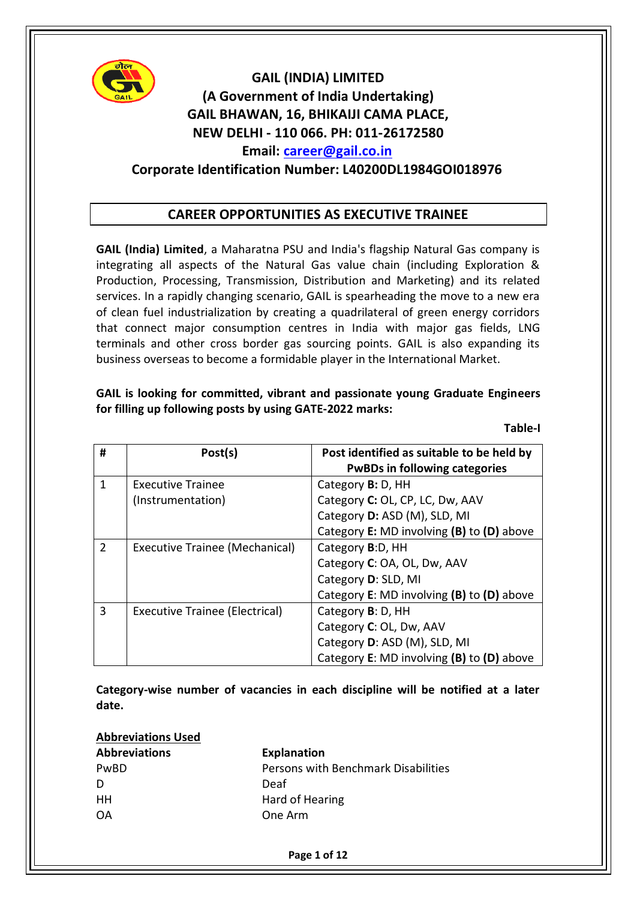# GAIL (INDIA) LIMITED

**(A Government of India Undertaking)**
**GAIL BHAWAN, 16, BHIKAIJI CAMA PLACE,**
**NEW DELHI - 110 066. PH: 011-26172580**
**Email: career@gail.co.in**
**Corporate Identification Number: L40200DL1984GOI018976**

## CAREER OPPORTUNITIES AS EXECUTIVE TRAINEE

**GAIL (India) Limited**, a Maharatna PSU and India's flagship Natural Gas company is integrating all aspects of the Natural Gas value chain (including Exploration & Production, Processing, Transmission, Distribution and Marketing) and its related services. In a rapidly changing scenario, GAIL is spearheading the move to a new era of clean fuel industrialization by creating a quadrilateral of green energy corridors that connect major consumption centres in India with major gas fields, LNG terminals and other cross border gas sourcing points. GAIL is also expanding its business overseas to become a formidable player in the International Market.

**GAIL is looking for committed, vibrant and passionate young Graduate Engineers for filling up following posts by using GATE-2022 marks:**

**Table-I**

| # | Post(s) | Post identified as suitable to be held by PwBDs in following categories |
|---|---|---|
| 1 | Executive Trainee (Instrumentation) | Category **B:** D, HH<br>Category **C:** OL, CP, LC, Dw, AAV<br>Category **D:** ASD (M), SLD, MI<br>Category **E:** MD involving **(B)** to **(D)** above |
| 2 | Executive Trainee (Mechanical) | Category **B**:D, HH<br>Category **C**: OA, OL, Dw, AAV<br>Category **D**: SLD, MI<br>Category **E**: MD involving **(B)** to **(D)** above |
| 3 | Executive Trainee (Electrical) | Category **B**: D, HH<br>Category **C**: OL, Dw, AAV<br>Category **D**: ASD (M), SLD, MI<br>Category **E**: MD involving **(B)** to **(D)** above |

**Category-wise number of vacancies in each discipline will be notified at a later date.**

**Abbreviations Used**

| **Abbreviations** | **Explanation** |
|---|---|
| PwBD | Persons with Benchmark Disabilities |
| D | Deaf |
| HH | Hard of Hearing |
| OA | One Arm |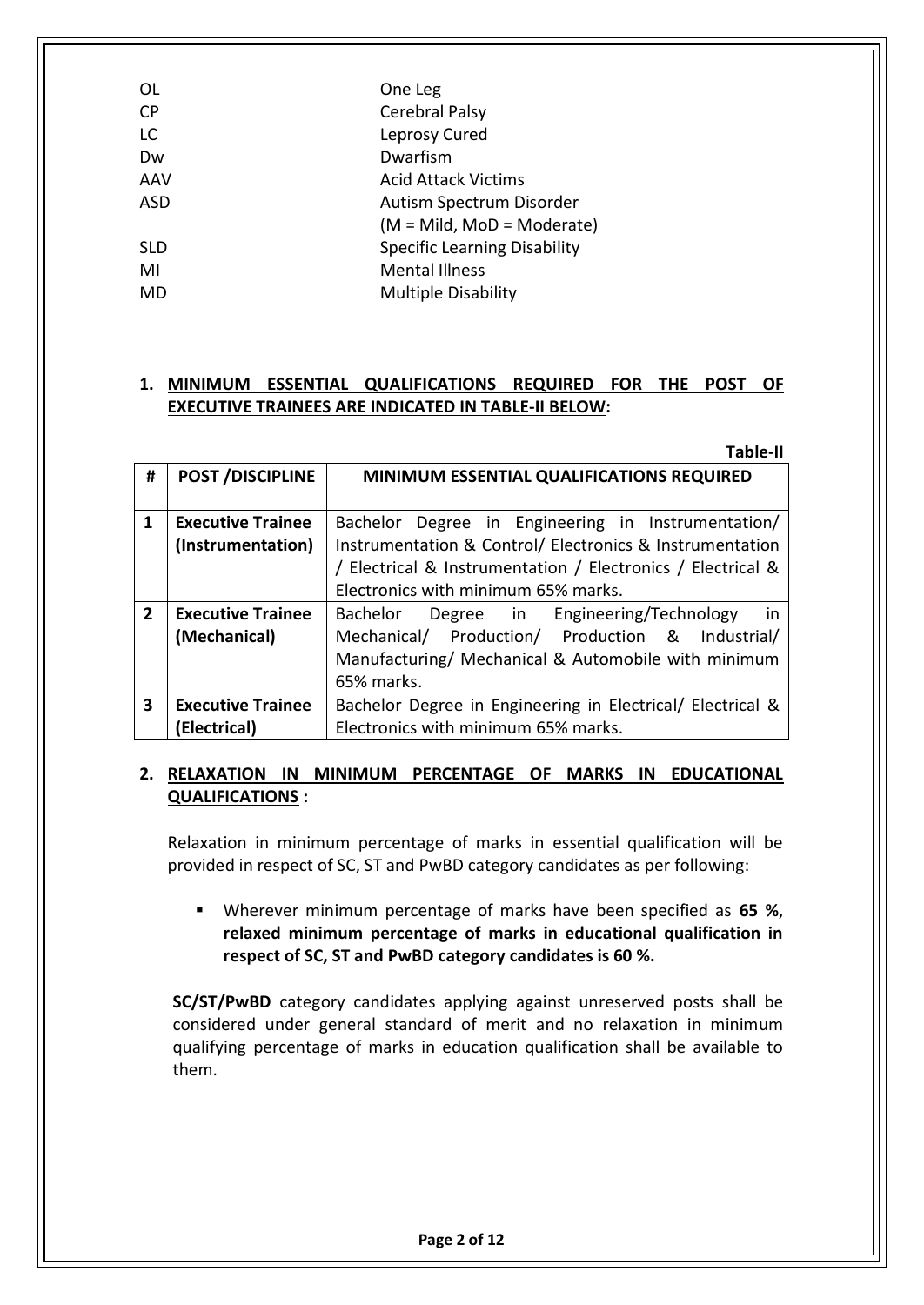| | |
|---|---|
| OL | One Leg |
| CP | Cerebral Palsy |
| LC | Leprosy Cured |
| Dw | Dwarfism |
| AAV | Acid Attack Victims |
| ASD | Autism Spectrum Disorder (M = Mild, MoD = Moderate) |
| SLD | Specific Learning Disability |
| MI | Mental Illness |
| MD | Multiple Disability |

## 1. MINIMUM ESSENTIAL QUALIFICATIONS REQUIRED FOR THE POST OF EXECUTIVE TRAINEES ARE INDICATED IN TABLE-II BELOW:

**Table-II**

| # | POST /DISCIPLINE | MINIMUM ESSENTIAL QUALIFICATIONS REQUIRED |
|---|---|---|
| 1 | **Executive Trainee (Instrumentation)** | Bachelor Degree in Engineering in Instrumentation/ Instrumentation & Control/ Electronics & Instrumentation / Electrical & Instrumentation / Electronics / Electrical & Electronics with minimum 65% marks. |
| 2 | **Executive Trainee (Mechanical)** | Bachelor Degree in Engineering/Technology in Mechanical/ Production/ Production & Industrial/ Manufacturing/ Mechanical & Automobile with minimum 65% marks. |
| 3 | **Executive Trainee (Electrical)** | Bachelor Degree in Engineering in Electrical/ Electrical & Electronics with minimum 65% marks. |

## 2. RELAXATION IN MINIMUM PERCENTAGE OF MARKS IN EDUCATIONAL QUALIFICATIONS :

Relaxation in minimum percentage of marks in essential qualification will be provided in respect of SC, ST and PwBD category candidates as per following:

- Wherever minimum percentage of marks have been specified as **65 %**, **relaxed minimum percentage of marks in educational qualification in respect of SC, ST and PwBD category candidates is 60 %.**

**SC/ST/PwBD** category candidates applying against unreserved posts shall be considered under general standard of merit and no relaxation in minimum qualifying percentage of marks in education qualification shall be available to them.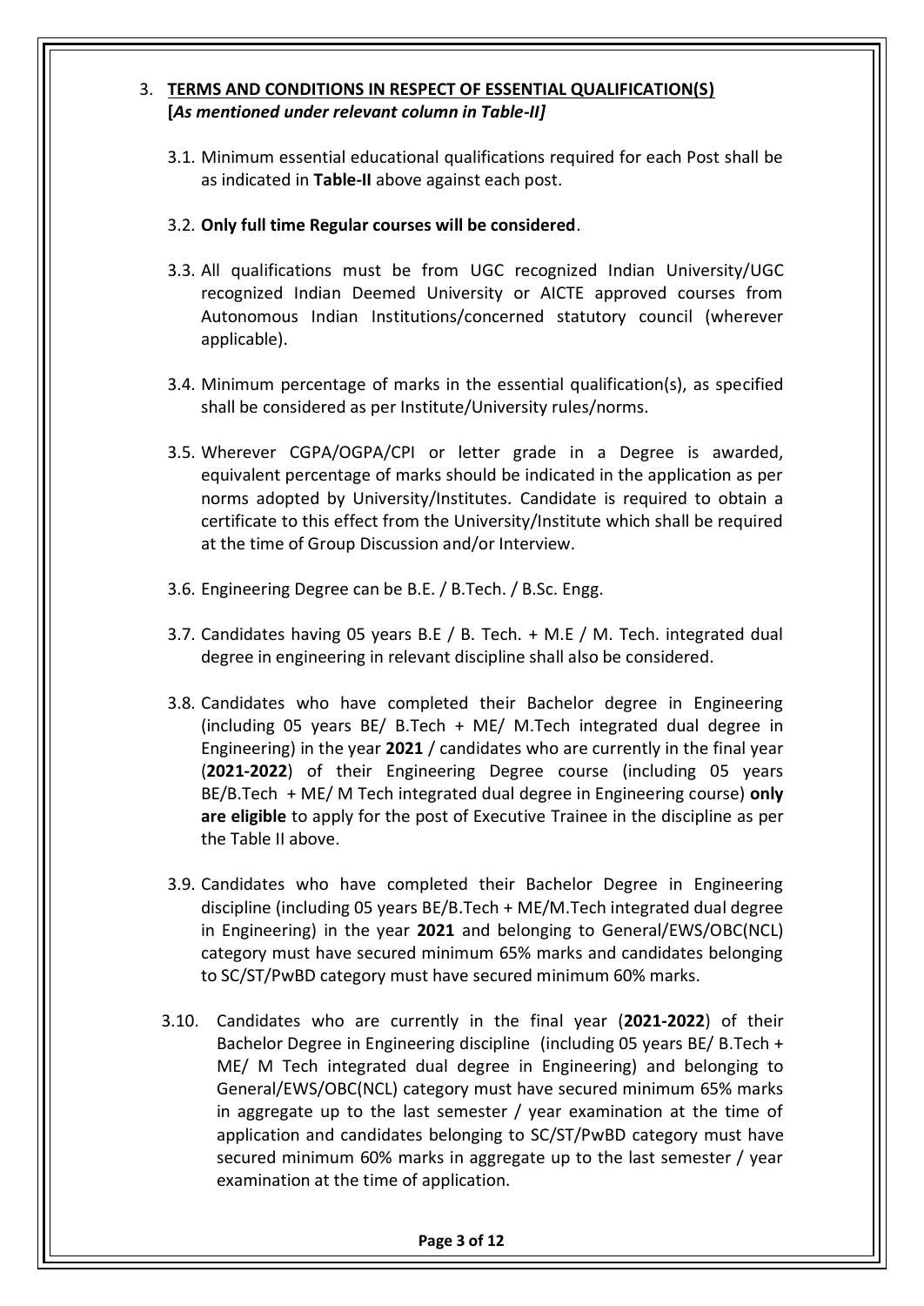## 3. **TERMS AND CONDITIONS IN RESPECT OF ESSENTIAL QUALIFICATION(S)**

**[*As mentioned under relevant column in Table-II]***

3.1. Minimum essential educational qualifications required for each Post shall be as indicated in **Table-II** above against each post.

3.2. **Only full time Regular courses will be considered**.

3.3. All qualifications must be from UGC recognized Indian University/UGC recognized Indian Deemed University or AICTE approved courses from Autonomous Indian Institutions/concerned statutory council (wherever applicable).

3.4. Minimum percentage of marks in the essential qualification(s), as specified shall be considered as per Institute/University rules/norms.

3.5. Wherever CGPA/OGPA/CPI or letter grade in a Degree is awarded, equivalent percentage of marks should be indicated in the application as per norms adopted by University/Institutes. Candidate is required to obtain a certificate to this effect from the University/Institute which shall be required at the time of Group Discussion and/or Interview.

3.6. Engineering Degree can be B.E. / B.Tech. / B.Sc. Engg.

3.7. Candidates having 05 years B.E / B. Tech. + M.E / M. Tech. integrated dual degree in engineering in relevant discipline shall also be considered.

3.8. Candidates who have completed their Bachelor degree in Engineering (including 05 years BE/ B.Tech + ME/ M.Tech integrated dual degree in Engineering) in the year **2021** / candidates who are currently in the final year (**2021-2022**) of their Engineering Degree course (including 05 years BE/B.Tech + ME/ M Tech integrated dual degree in Engineering course) **only are eligible** to apply for the post of Executive Trainee in the discipline as per the Table II above.

3.9. Candidates who have completed their Bachelor Degree in Engineering discipline (including 05 years BE/B.Tech + ME/M.Tech integrated dual degree in Engineering) in the year **2021** and belonging to General/EWS/OBC(NCL) category must have secured minimum 65% marks and candidates belonging to SC/ST/PwBD category must have secured minimum 60% marks.

3.10. Candidates who are currently in the final year (**2021-2022**) of their Bachelor Degree in Engineering discipline (including 05 years BE/ B.Tech + ME/ M Tech integrated dual degree in Engineering) and belonging to General/EWS/OBC(NCL) category must have secured minimum 65% marks in aggregate up to the last semester / year examination at the time of application and candidates belonging to SC/ST/PwBD category must have secured minimum 60% marks in aggregate up to the last semester / year examination at the time of application.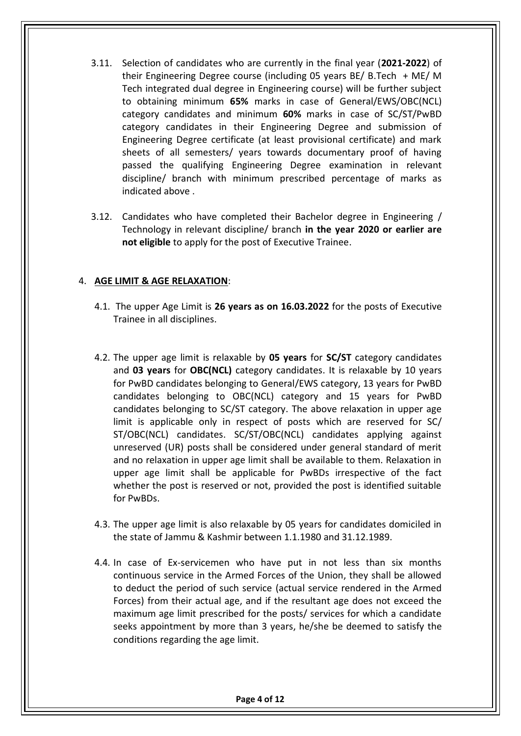3.11. Selection of candidates who are currently in the final year (**2021-2022**) of their Engineering Degree course (including 05 years BE/ B.Tech + ME/ M Tech integrated dual degree in Engineering course) will be further subject to obtaining minimum **65%** marks in case of General/EWS/OBC(NCL) category candidates and minimum **60%** marks in case of SC/ST/PwBD category candidates in their Engineering Degree and submission of Engineering Degree certificate (at least provisional certificate) and mark sheets of all semesters/ years towards documentary proof of having passed the qualifying Engineering Degree examination in relevant discipline/ branch with minimum prescribed percentage of marks as indicated above .

3.12. Candidates who have completed their Bachelor degree in Engineering / Technology in relevant discipline/ branch **in the year 2020 or earlier are not eligible** to apply for the post of Executive Trainee.

## 4. AGE LIMIT & AGE RELAXATION:

4.1. The upper Age Limit is **26 years as on 16.03.2022** for the posts of Executive Trainee in all disciplines.

4.2. The upper age limit is relaxable by **05 years** for **SC/ST** category candidates and **03 years** for **OBC(NCL)** category candidates. It is relaxable by 10 years for PwBD candidates belonging to General/EWS category, 13 years for PwBD candidates belonging to OBC(NCL) category and 15 years for PwBD candidates belonging to SC/ST category. The above relaxation in upper age limit is applicable only in respect of posts which are reserved for SC/ ST/OBC(NCL) candidates. SC/ST/OBC(NCL) candidates applying against unreserved (UR) posts shall be considered under general standard of merit and no relaxation in upper age limit shall be available to them. Relaxation in upper age limit shall be applicable for PwBDs irrespective of the fact whether the post is reserved or not, provided the post is identified suitable for PwBDs.

4.3. The upper age limit is also relaxable by 05 years for candidates domiciled in the state of Jammu & Kashmir between 1.1.1980 and 31.12.1989.

4.4. In case of Ex-servicemen who have put in not less than six months continuous service in the Armed Forces of the Union, they shall be allowed to deduct the period of such service (actual service rendered in the Armed Forces) from their actual age, and if the resultant age does not exceed the maximum age limit prescribed for the posts/ services for which a candidate seeks appointment by more than 3 years, he/she be deemed to satisfy the conditions regarding the age limit.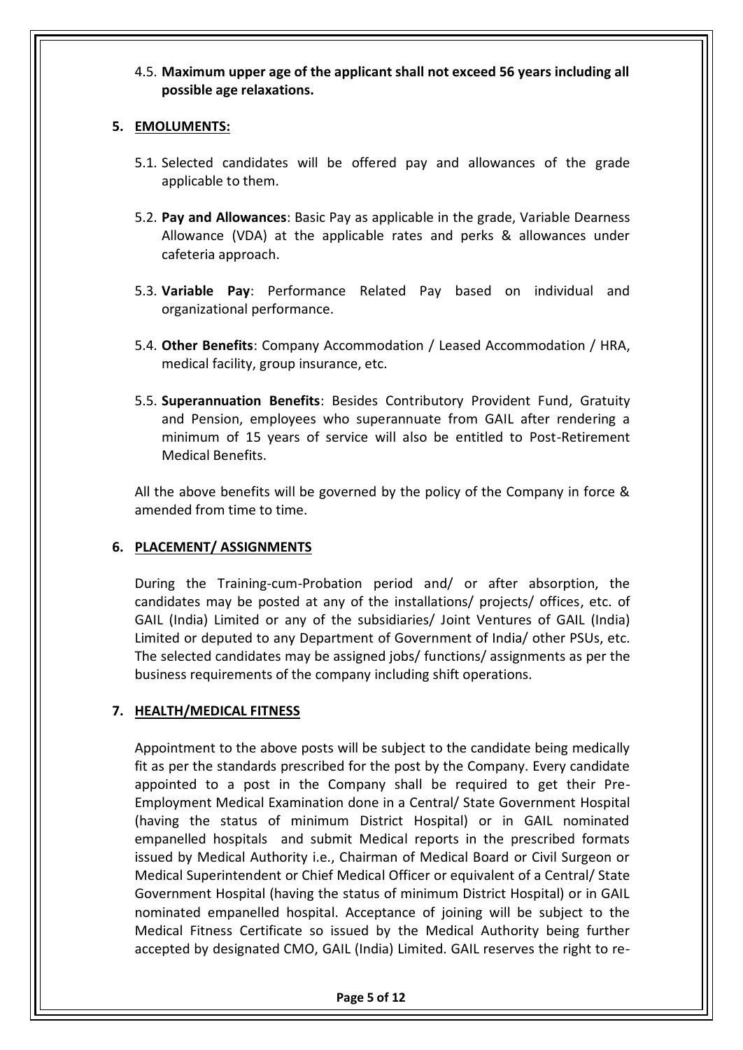4.5. **Maximum upper age of the applicant shall not exceed 56 years including all possible age relaxations.**

## 5. EMOLUMENTS:

5.1. Selected candidates will be offered pay and allowances of the grade applicable to them.

5.2. **Pay and Allowances**: Basic Pay as applicable in the grade, Variable Dearness Allowance (VDA) at the applicable rates and perks & allowances under cafeteria approach.

5.3. **Variable Pay**: Performance Related Pay based on individual and organizational performance.

5.4. **Other Benefits**: Company Accommodation / Leased Accommodation / HRA, medical facility, group insurance, etc.

5.5. **Superannuation Benefits**: Besides Contributory Provident Fund, Gratuity and Pension, employees who superannuate from GAIL after rendering a minimum of 15 years of service will also be entitled to Post-Retirement Medical Benefits.

All the above benefits will be governed by the policy of the Company in force & amended from time to time.

## 6. PLACEMENT/ ASSIGNMENTS

During the Training-cum-Probation period and/ or after absorption, the candidates may be posted at any of the installations/ projects/ offices, etc. of GAIL (India) Limited or any of the subsidiaries/ Joint Ventures of GAIL (India) Limited or deputed to any Department of Government of India/ other PSUs, etc. The selected candidates may be assigned jobs/ functions/ assignments as per the business requirements of the company including shift operations.

## 7. HEALTH/MEDICAL FITNESS

Appointment to the above posts will be subject to the candidate being medically fit as per the standards prescribed for the post by the Company. Every candidate appointed to a post in the Company shall be required to get their Pre-Employment Medical Examination done in a Central/ State Government Hospital (having the status of minimum District Hospital) or in GAIL nominated empanelled hospitals and submit Medical reports in the prescribed formats issued by Medical Authority i.e., Chairman of Medical Board or Civil Surgeon or Medical Superintendent or Chief Medical Officer or equivalent of a Central/ State Government Hospital (having the status of minimum District Hospital) or in GAIL nominated empanelled hospital. Acceptance of joining will be subject to the Medical Fitness Certificate so issued by the Medical Authority being further accepted by designated CMO, GAIL (India) Limited. GAIL reserves the right to re-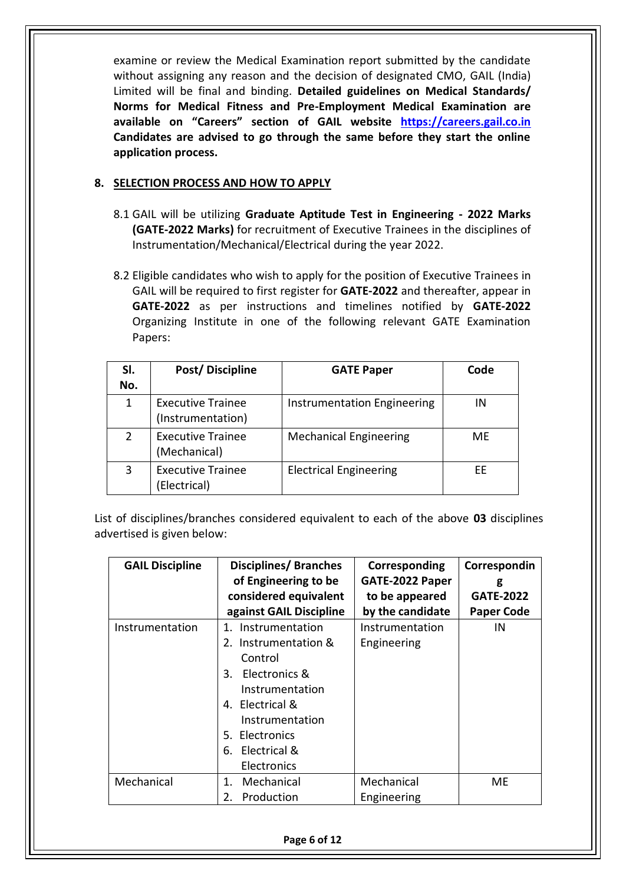examine or review the Medical Examination report submitted by the candidate without assigning any reason and the decision of designated CMO, GAIL (India) Limited will be final and binding. **Detailed guidelines on Medical Standards/ Norms for Medical Fitness and Pre-Employment Medical Examination are available on "Careers" section of GAIL website [https://careers.gail.co.in](https://careers.gail.co.in) Candidates are advised to go through the same before they start the online application process.**

## 8. SELECTION PROCESS AND HOW TO APPLY

8.1 GAIL will be utilizing **Graduate Aptitude Test in Engineering - 2022 Marks (GATE-2022 Marks)** for recruitment of Executive Trainees in the disciplines of Instrumentation/Mechanical/Electrical during the year 2022.

8.2 Eligible candidates who wish to apply for the position of Executive Trainees in GAIL will be required to first register for **GATE-2022** and thereafter, appear in **GATE-2022** as per instructions and timelines notified by **GATE-2022** Organizing Institute in one of the following relevant GATE Examination Papers:

| Sl. No. | Post/ Discipline | GATE Paper | Code |
|---|---|---|---|
| 1 | Executive Trainee (Instrumentation) | Instrumentation Engineering | IN |
| 2 | Executive Trainee (Mechanical) | Mechanical Engineering | ME |
| 3 | Executive Trainee (Electrical) | Electrical Engineering | EE |

List of disciplines/branches considered equivalent to each of the above **03** disciplines advertised is given below:

| GAIL Discipline | Disciplines/ Branches of Engineering to be considered equivalent against GAIL Discipline | Corresponding GATE-2022 Paper to be appeared by the candidate | Corresponding GATE-2022 Paper Code |
|---|---|---|---|
| Instrumentation | 1. Instrumentation<br>2. Instrumentation & Control<br>3. Electronics & Instrumentation<br>4. Electrical & Instrumentation<br>5. Electronics<br>6. Electrical & Electronics | Instrumentation Engineering | IN |
| Mechanical | 1. Mechanical<br>2. Production | Mechanical Engineering | ME |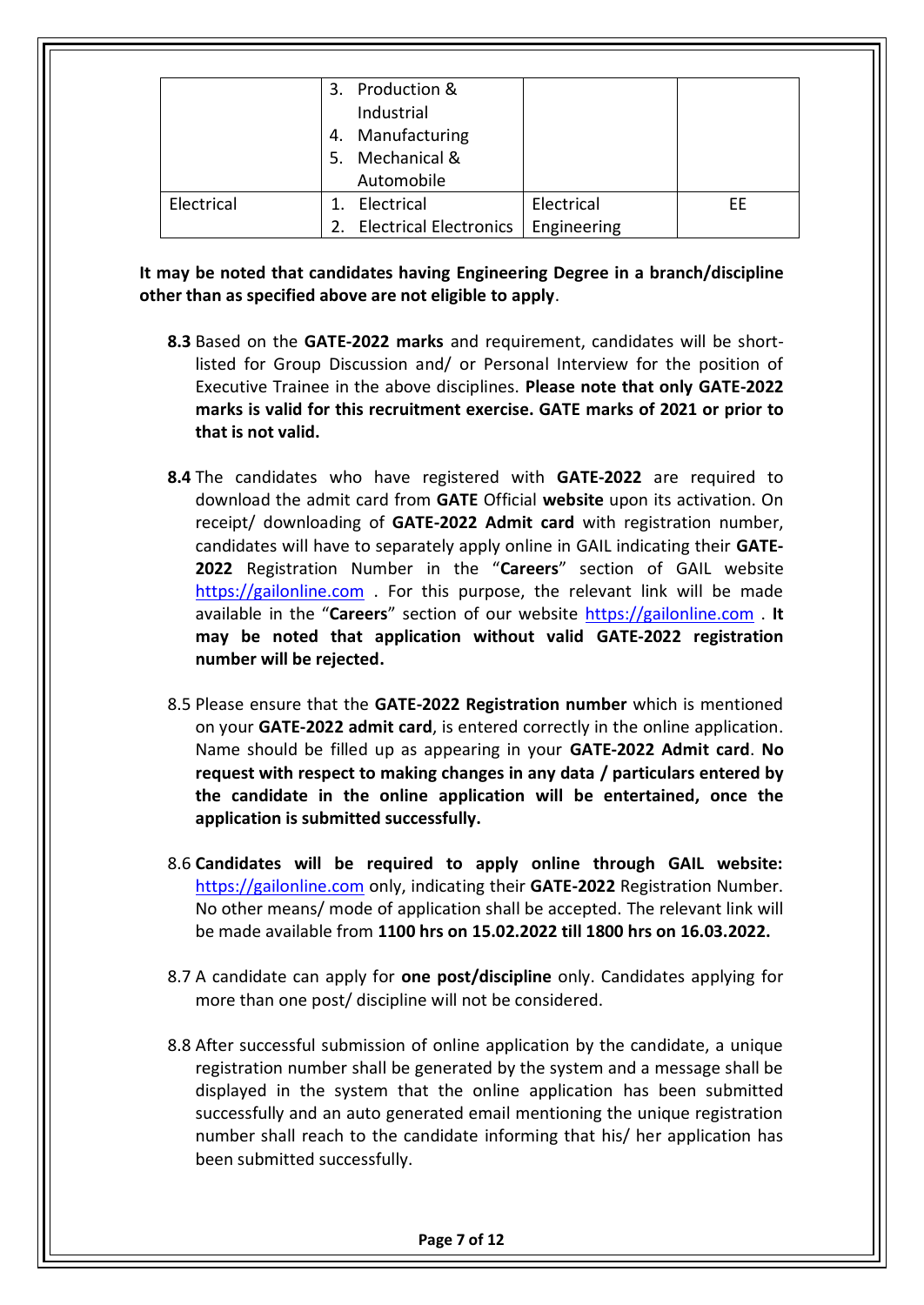| | | | |
|---|---|---|---|
| | 3. Production & Industrial<br>4. Manufacturing<br>5. Mechanical & Automobile | | |
| Electrical | 1. Electrical<br>2. Electrical Electronics | Electrical Engineering | EE |

**It may be noted that candidates having Engineering Degree in a branch/discipline other than as specified above are not eligible to apply**.

**8.3** Based on the **GATE-2022 marks** and requirement, candidates will be short-listed for Group Discussion and/ or Personal Interview for the position of Executive Trainee in the above disciplines. **Please note that only GATE-2022 marks is valid for this recruitment exercise. GATE marks of 2021 or prior to that is not valid.**

**8.4** The candidates who have registered with **GATE-2022** are required to download the admit card from **GATE** Official **website** upon its activation. On receipt/ downloading of **GATE-2022 Admit card** with registration number, candidates will have to separately apply online in GAIL indicating their **GATE-2022** Registration Number in the "**Careers**" section of GAIL website https://gailonline.com . For this purpose, the relevant link will be made available in the "**Careers**" section of our website https://gailonline.com . **It may be noted that application without valid GATE-2022 registration number will be rejected.**

8.5 Please ensure that the **GATE-2022 Registration number** which is mentioned on your **GATE-2022 admit card**, is entered correctly in the online application. Name should be filled up as appearing in your **GATE-2022 Admit card**. **No request with respect to making changes in any data / particulars entered by the candidate in the online application will be entertained, once the application is submitted successfully.**

8.6 **Candidates will be required to apply online through GAIL website:** https://gailonline.com only, indicating their **GATE-2022** Registration Number. No other means/ mode of application shall be accepted. The relevant link will be made available from **1100 hrs on 15.02.2022 till 1800 hrs on 16.03.2022.**

8.7 A candidate can apply for **one post/discipline** only. Candidates applying for more than one post/ discipline will not be considered.

8.8 After successful submission of online application by the candidate, a unique registration number shall be generated by the system and a message shall be displayed in the system that the online application has been submitted successfully and an auto generated email mentioning the unique registration number shall reach to the candidate informing that his/ her application has been submitted successfully.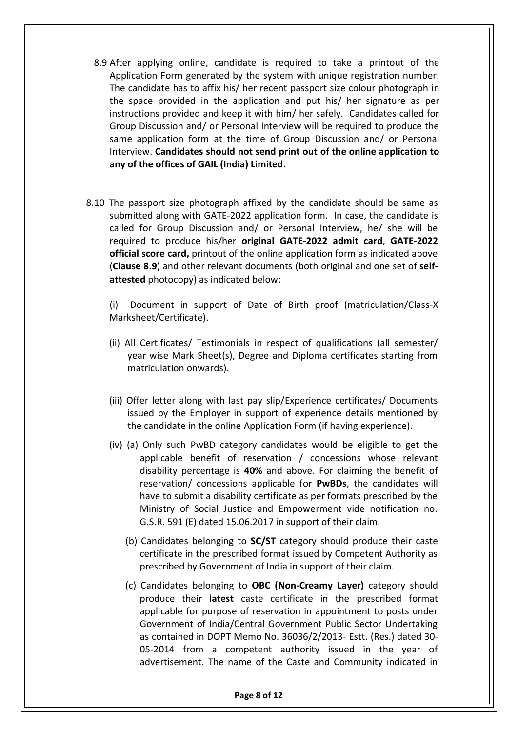8.9 After applying online, candidate is required to take a printout of the Application Form generated by the system with unique registration number. The candidate has to affix his/ her recent passport size colour photograph in the space provided in the application and put his/ her signature as per instructions provided and keep it with him/ her safely. Candidates called for Group Discussion and/ or Personal Interview will be required to produce the same application form at the time of Group Discussion and/ or Personal Interview. **Candidates should not send print out of the online application to any of the offices of GAIL (India) Limited.**

8.10 The passport size photograph affixed by the candidate should be same as submitted along with GATE-2022 application form. In case, the candidate is called for Group Discussion and/ or Personal Interview, he/ she will be required to produce his/her **original GATE-2022 admit card**, **GATE-2022 official score card,** printout of the online application form as indicated above (**Clause 8.9**) and other relevant documents (both original and one set of **self-attested** photocopy) as indicated below:

(i) Document in support of Date of Birth proof (matriculation/Class-X Marksheet/Certificate).

(ii) All Certificates/ Testimonials in respect of qualifications (all semester/ year wise Mark Sheet(s), Degree and Diploma certificates starting from matriculation onwards).

(iii) Offer letter along with last pay slip/Experience certificates/ Documents issued by the Employer in support of experience details mentioned by the candidate in the online Application Form (if having experience).

(iv) (a) Only such PwBD category candidates would be eligible to get the applicable benefit of reservation / concessions whose relevant disability percentage is **40%** and above. For claiming the benefit of reservation/ concessions applicable for **PwBDs**, the candidates will have to submit a disability certificate as per formats prescribed by the Ministry of Social Justice and Empowerment vide notification no. G.S.R. 591 (E) dated 15.06.2017 in support of their claim.

(b) Candidates belonging to **SC/ST** category should produce their caste certificate in the prescribed format issued by Competent Authority as prescribed by Government of India in support of their claim.

(c) Candidates belonging to **OBC (Non-Creamy Layer)** category should produce their **latest** caste certificate in the prescribed format applicable for purpose of reservation in appointment to posts under Government of India/Central Government Public Sector Undertaking as contained in DOPT Memo No. 36036/2/2013- Estt. (Res.) dated 30-05-2014 from a competent authority issued in the year of advertisement. The name of the Caste and Community indicated in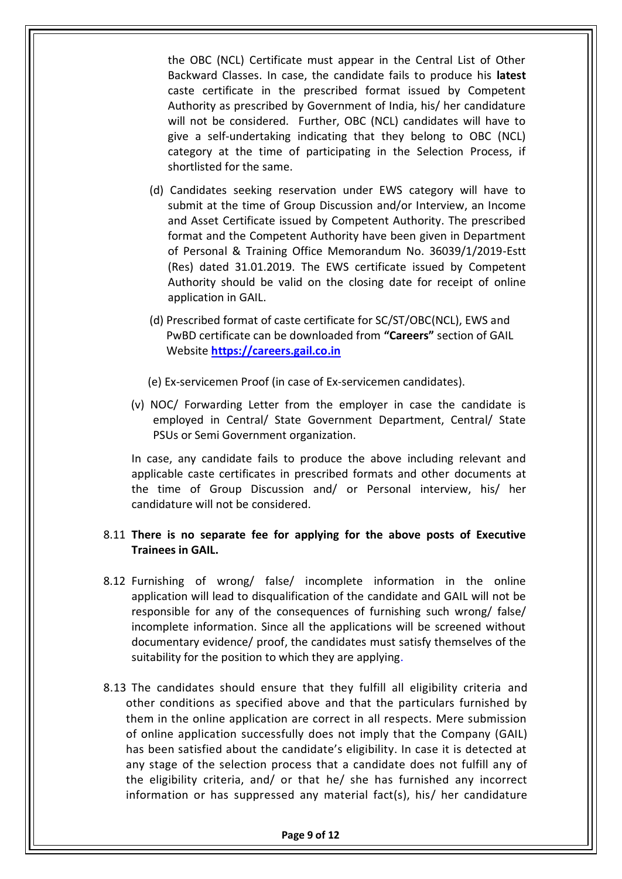the OBC (NCL) Certificate must appear in the Central List of Other Backward Classes. In case, the candidate fails to produce his **latest** caste certificate in the prescribed format issued by Competent Authority as prescribed by Government of India, his/ her candidature will not be considered. Further, OBC (NCL) candidates will have to give a self-undertaking indicating that they belong to OBC (NCL) category at the time of participating in the Selection Process, if shortlisted for the same.

(d) Candidates seeking reservation under EWS category will have to submit at the time of Group Discussion and/or Interview, an Income and Asset Certificate issued by Competent Authority. The prescribed format and the Competent Authority have been given in Department of Personal & Training Office Memorandum No. 36039/1/2019-Estt (Res) dated 31.01.2019. The EWS certificate issued by Competent Authority should be valid on the closing date for receipt of online application in GAIL.

(d) Prescribed format of caste certificate for SC/ST/OBC(NCL), EWS and PwBD certificate can be downloaded from **"Careers"** section of GAIL Website **[https://careers.gail.co.in](https://careers.gail.co.in)**

(e) Ex-servicemen Proof (in case of Ex-servicemen candidates).

(v) NOC/ Forwarding Letter from the employer in case the candidate is employed in Central/ State Government Department, Central/ State PSUs or Semi Government organization.

In case, any candidate fails to produce the above including relevant and applicable caste certificates in prescribed formats and other documents at the time of Group Discussion and/ or Personal interview, his/ her candidature will not be considered.

8.11 **There is no separate fee for applying for the above posts of Executive Trainees in GAIL.**

8.12 Furnishing of wrong/ false/ incomplete information in the online application will lead to disqualification of the candidate and GAIL will not be responsible for any of the consequences of furnishing such wrong/ false/ incomplete information. Since all the applications will be screened without documentary evidence/ proof, the candidates must satisfy themselves of the suitability for the position to which they are applying.

8.13 The candidates should ensure that they fulfill all eligibility criteria and other conditions as specified above and that the particulars furnished by them in the online application are correct in all respects. Mere submission of online application successfully does not imply that the Company (GAIL) has been satisfied about the candidate's eligibility. In case it is detected at any stage of the selection process that a candidate does not fulfill any of the eligibility criteria, and/ or that he/ she has furnished any incorrect information or has suppressed any material fact(s), his/ her candidature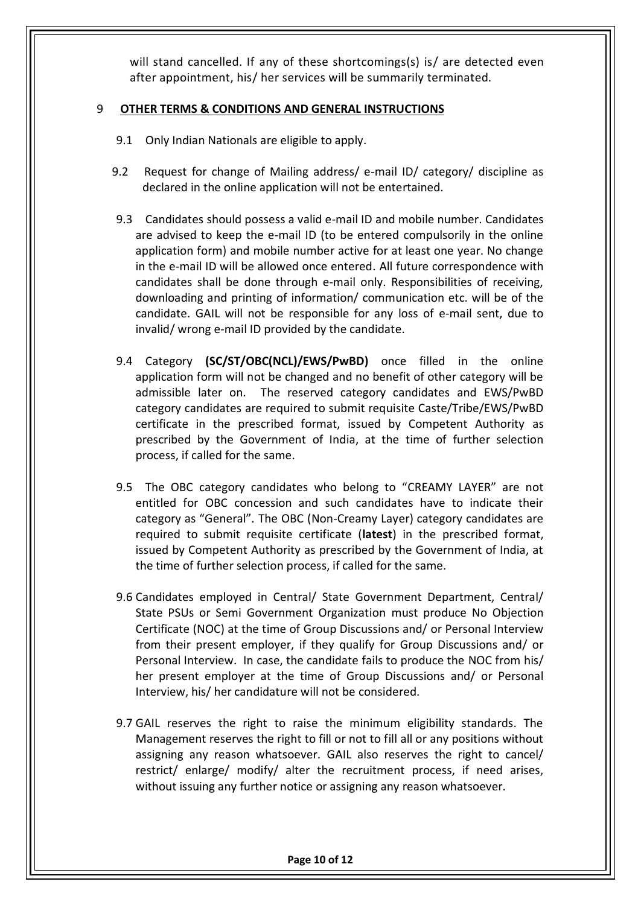will stand cancelled. If any of these shortcomings(s) is/ are detected even after appointment, his/ her services will be summarily terminated.

## 9 OTHER TERMS & CONDITIONS AND GENERAL INSTRUCTIONS

9.1 Only Indian Nationals are eligible to apply.

9.2 Request for change of Mailing address/ e-mail ID/ category/ discipline as declared in the online application will not be entertained.

9.3 Candidates should possess a valid e-mail ID and mobile number. Candidates are advised to keep the e-mail ID (to be entered compulsorily in the online application form) and mobile number active for at least one year. No change in the e-mail ID will be allowed once entered. All future correspondence with candidates shall be done through e-mail only. Responsibilities of receiving, downloading and printing of information/ communication etc. will be of the candidate. GAIL will not be responsible for any loss of e-mail sent, due to invalid/ wrong e-mail ID provided by the candidate.

9.4 Category **(SC/ST/OBC(NCL)/EWS/PwBD)** once filled in the online application form will not be changed and no benefit of other category will be admissible later on. The reserved category candidates and EWS/PwBD category candidates are required to submit requisite Caste/Tribe/EWS/PwBD certificate in the prescribed format, issued by Competent Authority as prescribed by the Government of India, at the time of further selection process, if called for the same.

9.5 The OBC category candidates who belong to "CREAMY LAYER" are not entitled for OBC concession and such candidates have to indicate their category as "General". The OBC (Non-Creamy Layer) category candidates are required to submit requisite certificate (**latest**) in the prescribed format, issued by Competent Authority as prescribed by the Government of India, at the time of further selection process, if called for the same.

9.6 Candidates employed in Central/ State Government Department, Central/ State PSUs or Semi Government Organization must produce No Objection Certificate (NOC) at the time of Group Discussions and/ or Personal Interview from their present employer, if they qualify for Group Discussions and/ or Personal Interview. In case, the candidate fails to produce the NOC from his/ her present employer at the time of Group Discussions and/ or Personal Interview, his/ her candidature will not be considered.

9.7 GAIL reserves the right to raise the minimum eligibility standards. The Management reserves the right to fill or not to fill all or any positions without assigning any reason whatsoever. GAIL also reserves the right to cancel/ restrict/ enlarge/ modify/ alter the recruitment process, if need arises, without issuing any further notice or assigning any reason whatsoever.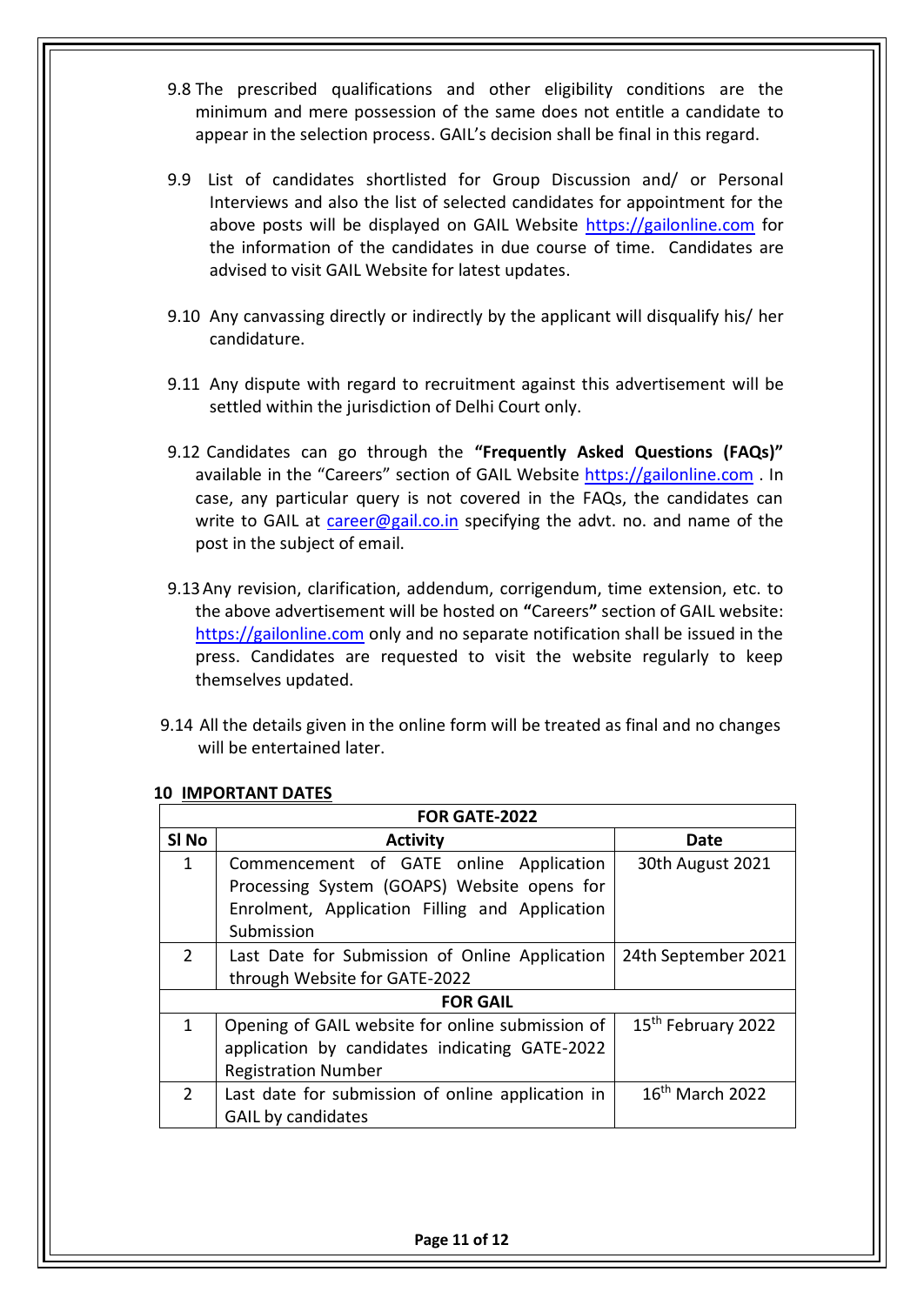9.8 The prescribed qualifications and other eligibility conditions are the minimum and mere possession of the same does not entitle a candidate to appear in the selection process. GAIL's decision shall be final in this regard.

9.9 List of candidates shortlisted for Group Discussion and/ or Personal Interviews and also the list of selected candidates for appointment for the above posts will be displayed on GAIL Website https://gailonline.com for the information of the candidates in due course of time. Candidates are advised to visit GAIL Website for latest updates.

9.10 Any canvassing directly or indirectly by the applicant will disqualify his/ her candidature.

9.11 Any dispute with regard to recruitment against this advertisement will be settled within the jurisdiction of Delhi Court only.

9.12 Candidates can go through the **"Frequently Asked Questions (FAQs)"** available in the "Careers" section of GAIL Website https://gailonline.com . In case, any particular query is not covered in the FAQs, the candidates can write to GAIL at career@gail.co.in specifying the advt. no. and name of the post in the subject of email.

9.13 Any revision, clarification, addendum, corrigendum, time extension, etc. to the above advertisement will be hosted on **"**Careers**"** section of GAIL website: https://gailonline.com only and no separate notification shall be issued in the press. Candidates are requested to visit the website regularly to keep themselves updated.

9.14 All the details given in the online form will be treated as final and no changes will be entertained later.

## 10 IMPORTANT DATES

| **FOR GATE-2022** | | |
|---|---|---|
| **Sl No** | **Activity** | **Date** |
| 1 | Commencement of GATE online Application Processing System (GOAPS) Website opens for Enrolment, Application Filling and Application Submission | 30th August 2021 |
| 2 | Last Date for Submission of Online Application through Website for GATE-2022 | 24th September 2021 |
| **FOR GAIL** | | |
| 1 | Opening of GAIL website for online submission of application by candidates indicating GATE-2022 Registration Number | 15th February 2022 |
| 2 | Last date for submission of online application in GAIL by candidates | 16th March 2022 |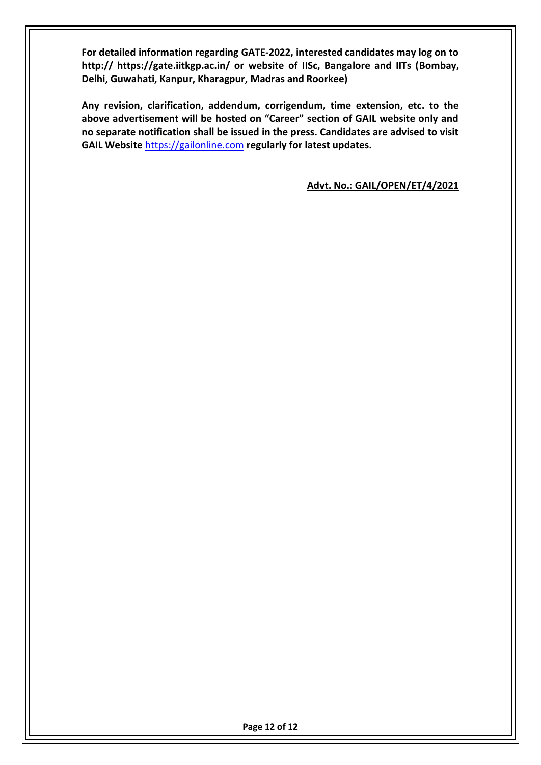**For detailed information regarding GATE-2022, interested candidates may log on to http:// https://gate.iitkgp.ac.in/ or website of IISc, Bangalore and IITs (Bombay, Delhi, Guwahati, Kanpur, Kharagpur, Madras and Roorkee)**

**Any revision, clarification, addendum, corrigendum, time extension, etc. to the above advertisement will be hosted on "Career" section of GAIL website only and no separate notification shall be issued in the press. Candidates are advised to visit GAIL Website https://gailonline.com regularly for latest updates.**

**Advt. No.: GAIL/OPEN/ET/4/2021**